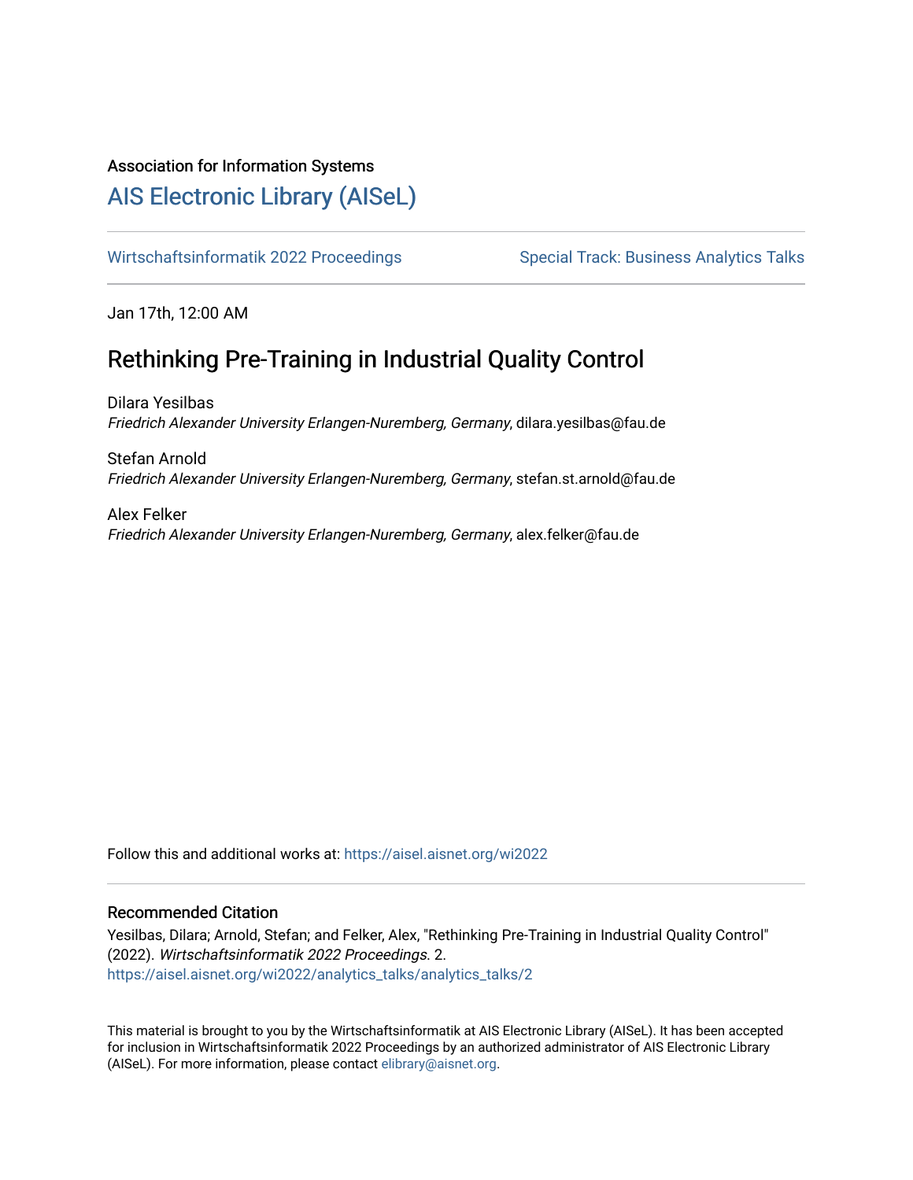Association for Information Systems

# AIS Electronic Library (AISeL)

Wirtschaftsinformatik 2022 Proceedings | Special Track: Business Analytics Talks

Jan 17th, 12:00 AM

## Rethinking Pre-Training in Industrial Quality Control

Dilara Yesilbas
*Friedrich Alexander University Erlangen-Nuremberg, Germany*, dilara.yesilbas@fau.de

Stefan Arnold
*Friedrich Alexander University Erlangen-Nuremberg, Germany*, stefan.st.arnold@fau.de

Alex Felker
*Friedrich Alexander University Erlangen-Nuremberg, Germany*, alex.felker@fau.de

Follow this and additional works at: https://aisel.aisnet.org/wi2022

### Recommended Citation

Yesilbas, Dilara; Arnold, Stefan; and Felker, Alex, "Rethinking Pre-Training in Industrial Quality Control" (2022). *Wirtschaftsinformatik 2022 Proceedings*. 2.
https://aisel.aisnet.org/wi2022/analytics_talks/analytics_talks/2

This material is brought to you by the Wirtschaftsinformatik at AIS Electronic Library (AISeL). It has been accepted for inclusion in Wirtschaftsinformatik 2022 Proceedings by an authorized administrator of AIS Electronic Library (AISeL). For more information, please contact elibrary@aisnet.org.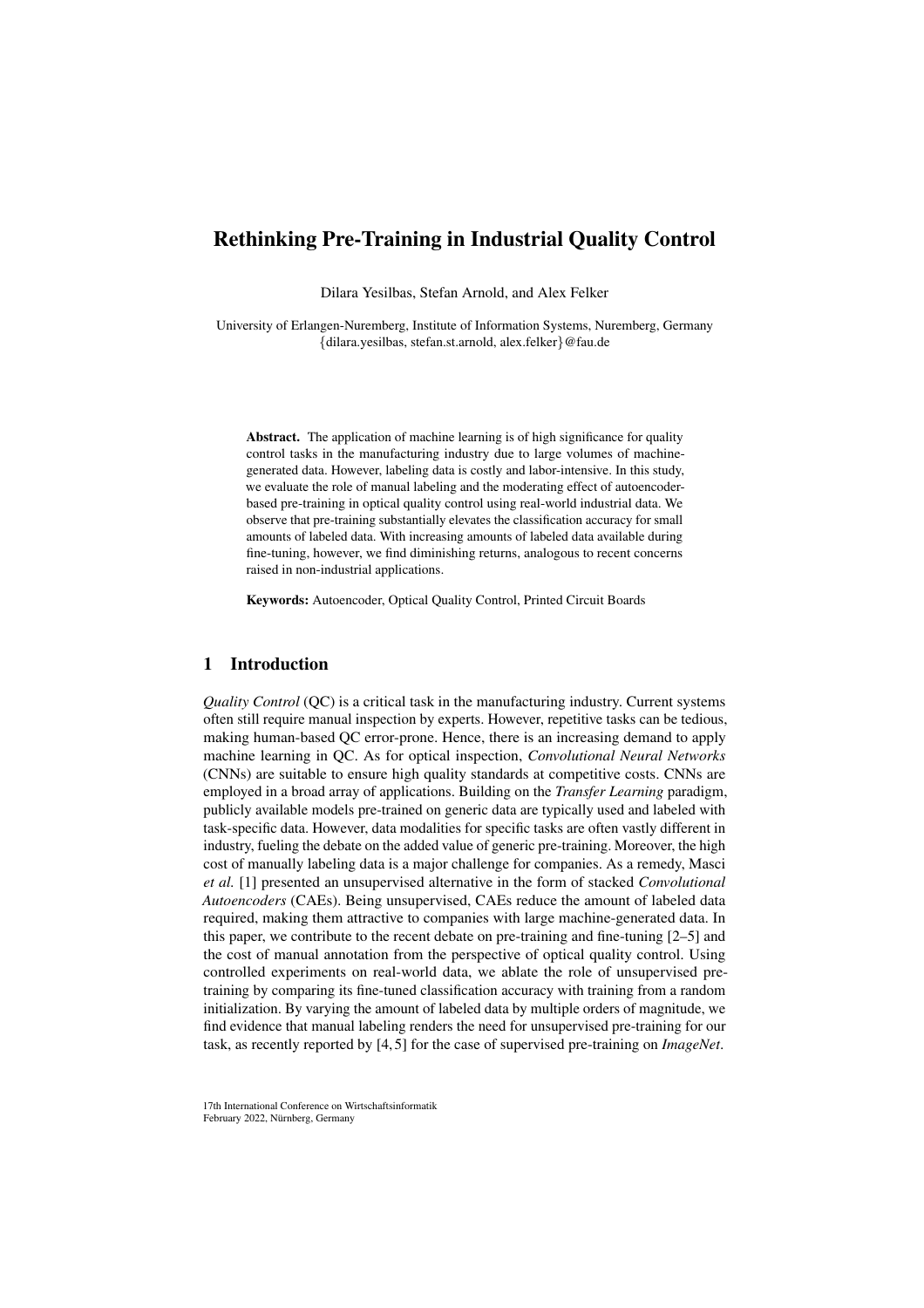# Rethinking Pre-Training in Industrial Quality Control

Dilara Yesilbas, Stefan Arnold, and Alex Felker

University of Erlangen-Nuremberg, Institute of Information Systems, Nuremberg, Germany
{dilara.yesilbas, stefan.st.arnold, alex.felker}@fau.de

**Abstract.** The application of machine learning is of high significance for quality control tasks in the manufacturing industry due to large volumes of machine-generated data. However, labeling data is costly and labor-intensive. In this study, we evaluate the role of manual labeling and the moderating effect of autoencoder-based pre-training in optical quality control using real-world industrial data. We observe that pre-training substantially elevates the classification accuracy for small amounts of labeled data. With increasing amounts of labeled data available during fine-tuning, however, we find diminishing returns, analogous to recent concerns raised in non-industrial applications.

**Keywords:** Autoencoder, Optical Quality Control, Printed Circuit Boards

## 1 Introduction

*Quality Control* (QC) is a critical task in the manufacturing industry. Current systems often still require manual inspection by experts. However, repetitive tasks can be tedious, making human-based QC error-prone. Hence, there is an increasing demand to apply machine learning in QC. As for optical inspection, *Convolutional Neural Networks* (CNNs) are suitable to ensure high quality standards at competitive costs. CNNs are employed in a broad array of applications. Building on the *Transfer Learning* paradigm, publicly available models pre-trained on generic data are typically used and labeled with task-specific data. However, data modalities for specific tasks are often vastly different in industry, fueling the debate on the added value of generic pre-training. Moreover, the high cost of manually labeling data is a major challenge for companies. As a remedy, Masci *et al.* [1] presented an unsupervised alternative in the form of stacked *Convolutional Autoencoders* (CAEs). Being unsupervised, CAEs reduce the amount of labeled data required, making them attractive to companies with large machine-generated data. In this paper, we contribute to the recent debate on pre-training and fine-tuning [2–5] and the cost of manual annotation from the perspective of optical quality control. Using controlled experiments on real-world data, we ablate the role of unsupervised pre-training by comparing its fine-tuned classification accuracy with training from a random initialization. By varying the amount of labeled data by multiple orders of magnitude, we find evidence that manual labeling renders the need for unsupervised pre-training for our task, as recently reported by [4, 5] for the case of supervised pre-training on *ImageNet*.

17th International Conference on Wirtschaftsinformatik
February 2022, Nürnberg, Germany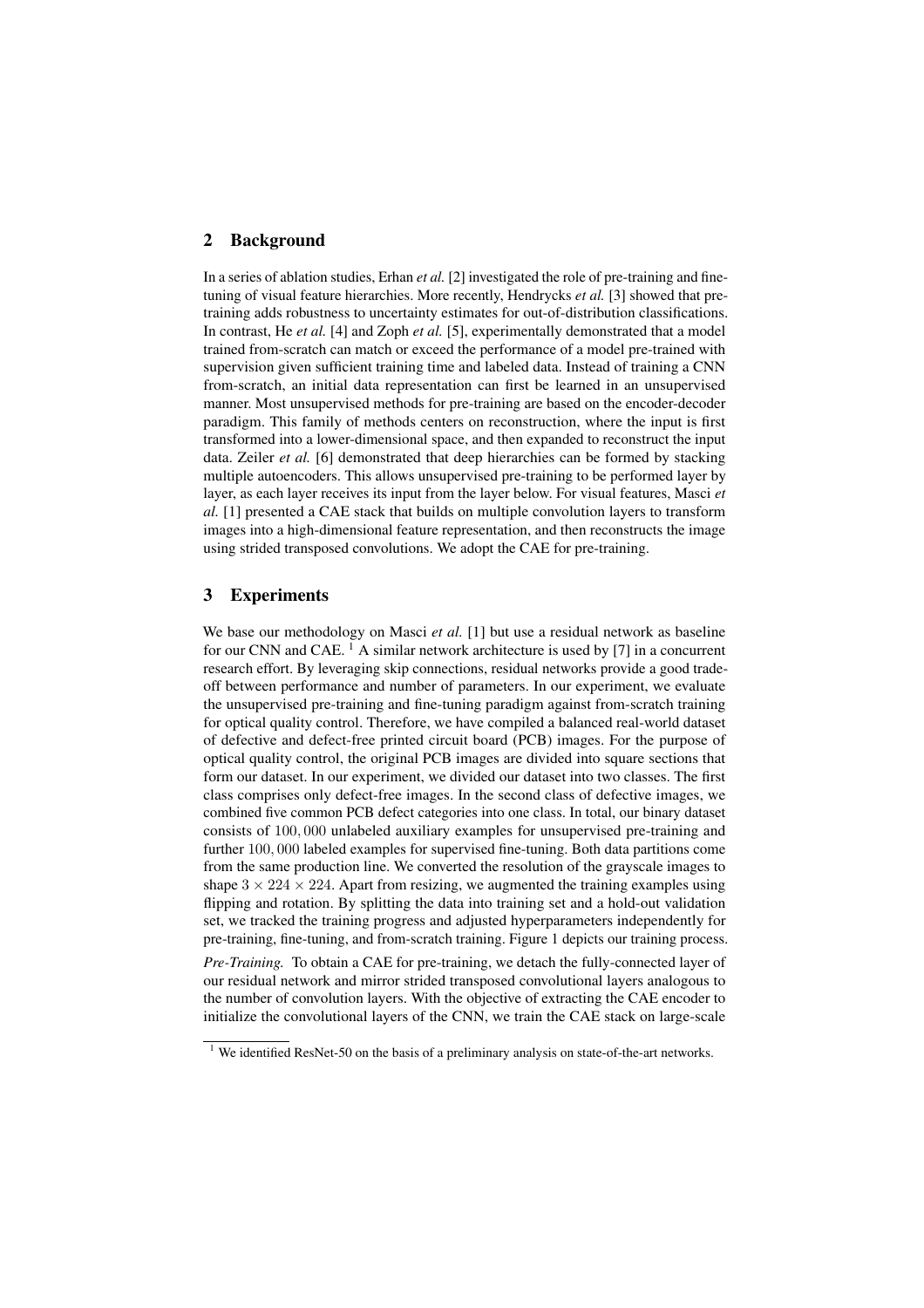## 2 Background

In a series of ablation studies, Erhan *et al.* [2] investigated the role of pre-training and fine-tuning of visual feature hierarchies. More recently, Hendrycks *et al.* [3] showed that pre-training adds robustness to uncertainty estimates for out-of-distribution classifications. In contrast, He *et al.* [4] and Zoph *et al.* [5], experimentally demonstrated that a model trained from-scratch can match or exceed the performance of a model pre-trained with supervision given sufficient training time and labeled data. Instead of training a CNN from-scratch, an initial data representation can first be learned in an unsupervised manner. Most unsupervised methods for pre-training are based on the encoder-decoder paradigm. This family of methods centers on reconstruction, where the input is first transformed into a lower-dimensional space, and then expanded to reconstruct the input data. Zeiler *et al.* [6] demonstrated that deep hierarchies can be formed by stacking multiple autoencoders. This allows unsupervised pre-training to be performed layer by layer, as each layer receives its input from the layer below. For visual features, Masci *et al.* [1] presented a CAE stack that builds on multiple convolution layers to transform images into a high-dimensional feature representation, and then reconstructs the image using strided transposed convolutions. We adopt the CAE for pre-training.

## 3 Experiments

We base our methodology on Masci *et al.* [1] but use a residual network as baseline for our CNN and CAE. [1] A similar network architecture is used by [7] in a concurrent research effort. By leveraging skip connections, residual networks provide a good trade-off between performance and number of parameters. In our experiment, we evaluate the unsupervised pre-training and fine-tuning paradigm against from-scratch training for optical quality control. Therefore, we have compiled a balanced real-world dataset of defective and defect-free printed circuit board (PCB) images. For the purpose of optical quality control, the original PCB images are divided into square sections that form our dataset. In our experiment, we divided our dataset into two classes. The first class comprises only defect-free images. In the second class of defective images, we combined five common PCB defect categories into one class. In total, our binary dataset consists of $100,000$ unlabeled auxiliary examples for unsupervised pre-training and further $100,000$ labeled examples for supervised fine-tuning. Both data partitions come from the same production line. We converted the resolution of the grayscale images to shape $3 \times 224 \times 224$. Apart from resizing, we augmented the training examples using flipping and rotation. By splitting the data into training set and a hold-out validation set, we tracked the training progress and adjusted hyperparameters independently for pre-training, fine-tuning, and from-scratch training. Figure 1 depicts our training process.

*Pre-Training.* To obtain a CAE for pre-training, we detach the fully-connected layer of our residual network and mirror strided transposed convolutional layers analogous to the number of convolution layers. With the objective of extracting the CAE encoder to initialize the convolutional layers of the CNN, we train the CAE stack on large-scale

[1] We identified ResNet-50 on the basis of a preliminary analysis on state-of-the-art networks.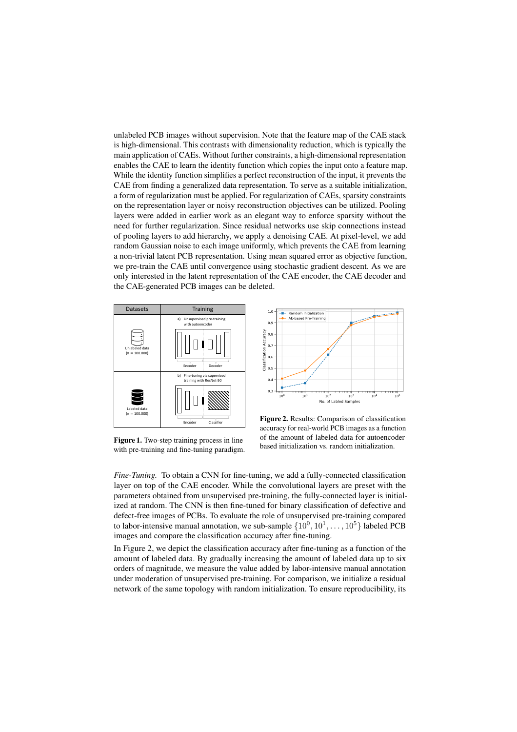unlabeled PCB images without supervision. Note that the feature map of the CAE stack is high-dimensional. This contrasts with dimensionality reduction, which is typically the main application of CAEs. Without further constraints, a high-dimensional representation enables the CAE to learn the identity function which copies the input onto a feature map. While the identity function simplifies a perfect reconstruction of the input, it prevents the CAE from finding a generalized data representation. To serve as a suitable initialization, a form of regularization must be applied. For regularization of CAEs, sparsity constraints on the representation layer or noisy reconstruction objectives can be utilized. Pooling layers were added in earlier work as an elegant way to enforce sparsity without the need for further regularization. Since residual networks use skip connections instead of pooling layers to add hierarchy, we apply a denoising CAE. At pixel-level, we add random Gaussian noise to each image uniformly, which prevents the CAE from learning a non-trivial latent PCB representation. Using mean squared error as objective function, we pre-train the CAE until convergence using stochastic gradient descent. As we are only interested in the latent representation of the CAE encoder, the CAE decoder and the CAE-generated PCB images can be deleted.

**Figure 1.** Two-step training process in line with pre-training and fine-tuning paradigm.

**Figure 2.** Results: Comparison of classification accuracy for real-world PCB images as a function of the amount of labeled data for autoencoder-based initialization vs. random initialization.

*Fine-Tuning.* To obtain a CNN for fine-tuning, we add a fully-connected classification layer on top of the CAE encoder. While the convolutional layers are preset with the parameters obtained from unsupervised pre-training, the fully-connected layer is initialized at random. The CNN is then fine-tuned for binary classification of defective and defect-free images of PCBs. To evaluate the role of unsupervised pre-training compared to labor-intensive manual annotation, we sub-sample $\{10^0, 10^1, \dots, 10^5\}$ labeled PCB images and compare the classification accuracy after fine-tuning.

In Figure 2, we depict the classification accuracy after fine-tuning as a function of the amount of labeled data. By gradually increasing the amount of labeled data up to six orders of magnitude, we measure the value added by labor-intensive manual annotation under moderation of unsupervised pre-training. For comparison, we initialize a residual network of the same topology with random initialization. To ensure reproducibility, its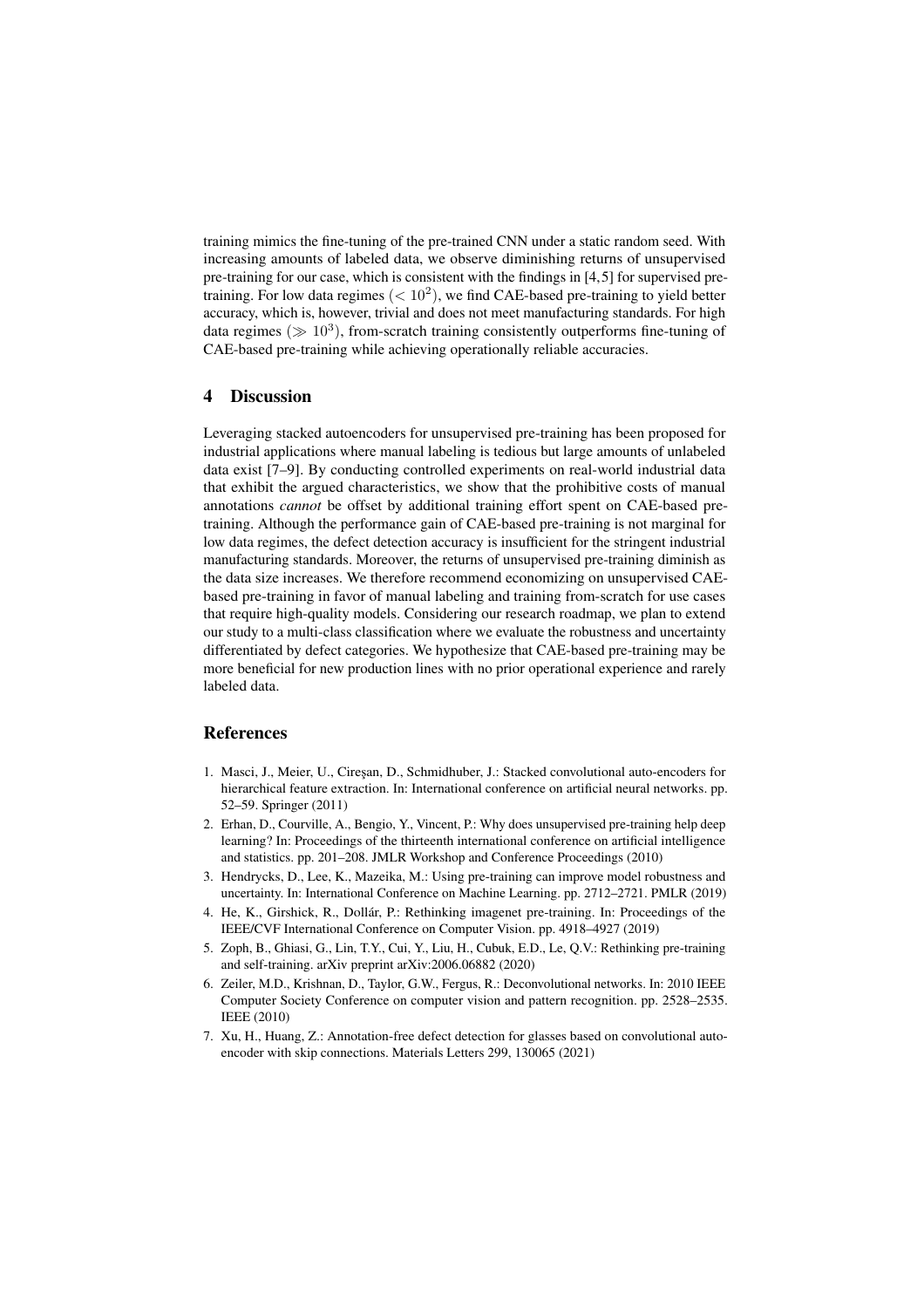training mimics the fine-tuning of the pre-trained CNN under a static random seed. With increasing amounts of labeled data, we observe diminishing returns of unsupervised pre-training for our case, which is consistent with the findings in [4,5] for supervised pre-training. For low data regimes ($< 10^2$), we find CAE-based pre-training to yield better accuracy, which is, however, trivial and does not meet manufacturing standards. For high data regimes ($\gg 10^3$), from-scratch training consistently outperforms fine-tuning of CAE-based pre-training while achieving operationally reliable accuracies.

## 4 Discussion

Leveraging stacked autoencoders for unsupervised pre-training has been proposed for industrial applications where manual labeling is tedious but large amounts of unlabeled data exist [7–9]. By conducting controlled experiments on real-world industrial data that exhibit the argued characteristics, we show that the prohibitive costs of manual annotations *cannot* be offset by additional training effort spent on CAE-based pre-training. Although the performance gain of CAE-based pre-training is not marginal for low data regimes, the defect detection accuracy is insufficient for the stringent industrial manufacturing standards. Moreover, the returns of unsupervised pre-training diminish as the data size increases. We therefore recommend economizing on unsupervised CAE-based pre-training in favor of manual labeling and training from-scratch for use cases that require high-quality models. Considering our research roadmap, we plan to extend our study to a multi-class classification where we evaluate the robustness and uncertainty differentiated by defect categories. We hypothesize that CAE-based pre-training may be more beneficial for new production lines with no prior operational experience and rarely labeled data.

## References

1. Masci, J., Meier, U., Cireşan, D., Schmidhuber, J.: Stacked convolutional auto-encoders for hierarchical feature extraction. In: International conference on artificial neural networks. pp. 52–59. Springer (2011)
2. Erhan, D., Courville, A., Bengio, Y., Vincent, P.: Why does unsupervised pre-training help deep learning? In: Proceedings of the thirteenth international conference on artificial intelligence and statistics. pp. 201–208. JMLR Workshop and Conference Proceedings (2010)
3. Hendrycks, D., Lee, K., Mazeika, M.: Using pre-training can improve model robustness and uncertainty. In: International Conference on Machine Learning. pp. 2712–2721. PMLR (2019)
4. He, K., Girshick, R., Dollár, P.: Rethinking imagenet pre-training. In: Proceedings of the IEEE/CVF International Conference on Computer Vision. pp. 4918–4927 (2019)
5. Zoph, B., Ghiasi, G., Lin, T.Y., Cui, Y., Liu, H., Cubuk, E.D., Le, Q.V.: Rethinking pre-training and self-training. arXiv preprint arXiv:2006.06882 (2020)
6. Zeiler, M.D., Krishnan, D., Taylor, G.W., Fergus, R.: Deconvolutional networks. In: 2010 IEEE Computer Society Conference on computer vision and pattern recognition. pp. 2528–2535. IEEE (2010)
7. Xu, H., Huang, Z.: Annotation-free defect detection for glasses based on convolutional auto-encoder with skip connections. Materials Letters 299, 130065 (2021)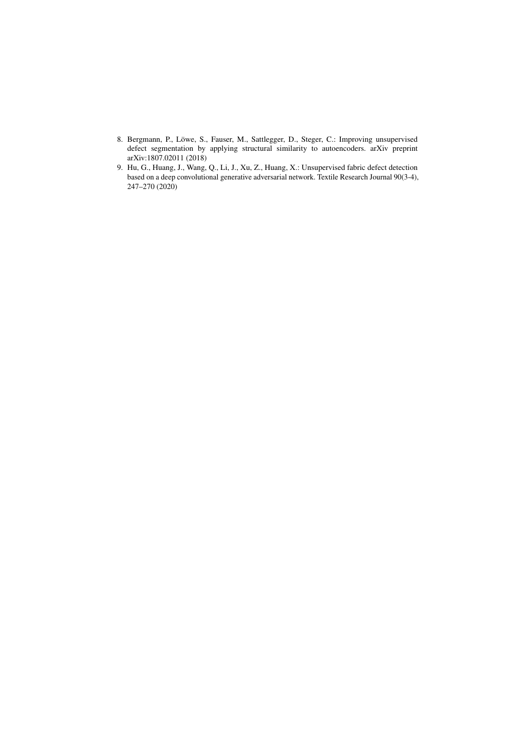8. Bergmann, P., Löwe, S., Fauser, M., Sattlegger, D., Steger, C.: Improving unsupervised defect segmentation by applying structural similarity to autoencoders. arXiv preprint arXiv:1807.02011 (2018)
9. Hu, G., Huang, J., Wang, Q., Li, J., Xu, Z., Huang, X.: Unsupervised fabric defect detection based on a deep convolutional generative adversarial network. Textile Research Journal 90(3-4), 247–270 (2020)